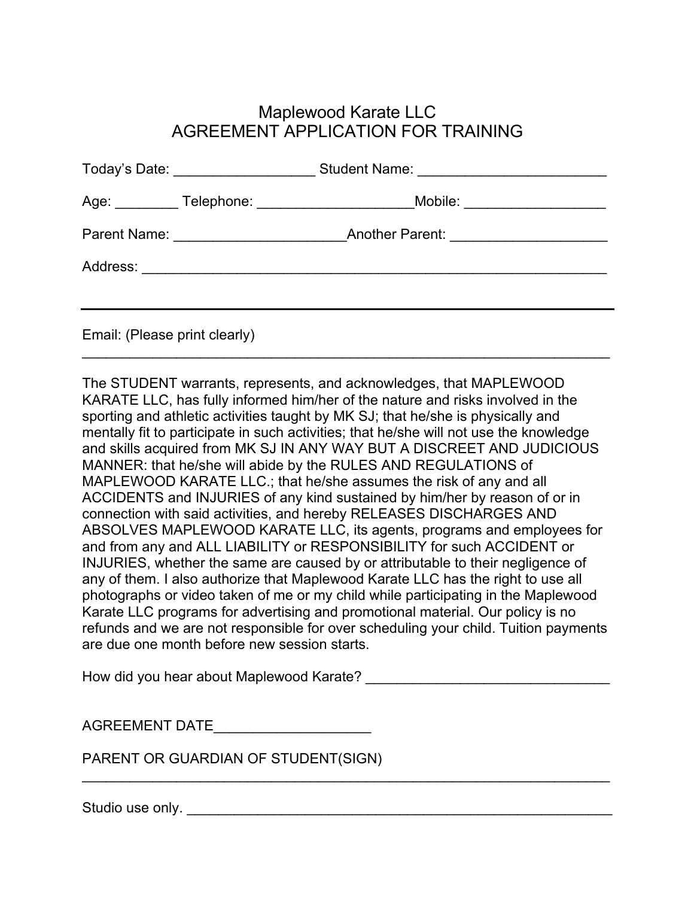# Maplewood Karate LLC
## AGREEMENT APPLICATION FOR TRAINING

Today's Date: __________________ Student Name: ________________________

Age: ________ Telephone: ____________________Mobile: __________________

Parent Name: ______________________Another Parent: ____________________

Address: ____________________________________________________________

---

Email: (Please print clearly)
______________________________________________________________________

The STUDENT warrants, represents, and acknowledges, that MAPLEWOOD KARATE LLC, has fully informed him/her of the nature and risks involved in the sporting and athletic activities taught by MK SJ; that he/she is physically and mentally fit to participate in such activities; that he/she will not use the knowledge and skills acquired from MK SJ IN ANY WAY BUT A DISCREET AND JUDICIOUS MANNER: that he/she will abide by the RULES AND REGULATIONS of MAPLEWOOD KARATE LLC.; that he/she assumes the risk of any and all ACCIDENTS and INJURIES of any kind sustained by him/her by reason of or in connection with said activities, and hereby RELEASES DISCHARGES AND ABSOLVES MAPLEWOOD KARATE LLC, its agents, programs and employees for and from any and ALL LIABILITY or RESPONSIBILITY for such ACCIDENT or INJURIES, whether the same are caused by or attributable to their negligence of any of them. I also authorize that Maplewood Karate LLC has the right to use all photographs or video taken of me or my child while participating in the Maplewood Karate LLC programs for advertising and promotional material. Our policy is no refunds and we are not responsible for over scheduling your child. Tuition payments are due one month before new session starts.

How did you hear about Maplewood Karate? ________________________________

AGREEMENT DATE____________________

PARENT OR GUARDIAN OF STUDENT(SIGN)
______________________________________________________________________

Studio use only. _________________________________________________________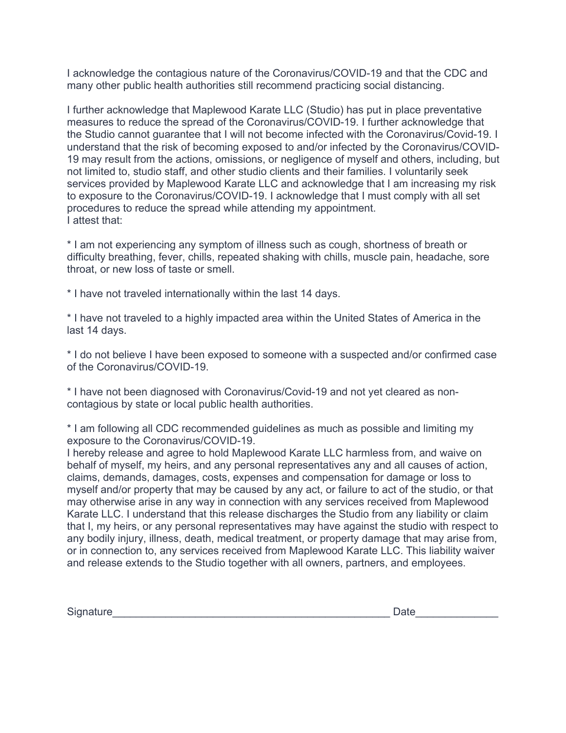I acknowledge the contagious nature of the Coronavirus/COVID-19 and that the CDC and many other public health authorities still recommend practicing social distancing.

I further acknowledge that Maplewood Karate LLC (Studio) has put in place preventative measures to reduce the spread of the Coronavirus/COVID-19. I further acknowledge that the Studio cannot guarantee that I will not become infected with the Coronavirus/Covid-19. I understand that the risk of becoming exposed to and/or infected by the Coronavirus/COVID-19 may result from the actions, omissions, or negligence of myself and others, including, but not limited to, studio staff, and other studio clients and their families. I voluntarily seek services provided by Maplewood Karate LLC and acknowledge that I am increasing my risk to exposure to the Coronavirus/COVID-19. I acknowledge that I must comply with all set procedures to reduce the spread while attending my appointment.
I attest that:

* I am not experiencing any symptom of illness such as cough, shortness of breath or difficulty breathing, fever, chills, repeated shaking with chills, muscle pain, headache, sore throat, or new loss of taste or smell.

* I have not traveled internationally within the last 14 days.

* I have not traveled to a highly impacted area within the United States of America in the last 14 days.

* I do not believe I have been exposed to someone with a suspected and/or confirmed case of the Coronavirus/COVID-19.

* I have not been diagnosed with Coronavirus/Covid-19 and not yet cleared as non-contagious by state or local public health authorities.

* I am following all CDC recommended guidelines as much as possible and limiting my exposure to the Coronavirus/COVID-19.

I hereby release and agree to hold Maplewood Karate LLC harmless from, and waive on behalf of myself, my heirs, and any personal representatives any and all causes of action, claims, demands, damages, costs, expenses and compensation for damage or loss to myself and/or property that may be caused by any act, or failure to act of the studio, or that may otherwise arise in any way in connection with any services received from Maplewood Karate LLC. I understand that this release discharges the Studio from any liability or claim that I, my heirs, or any personal representatives may have against the studio with respect to any bodily injury, illness, death, medical treatment, or property damage that may arise from, or in connection to, any services received from Maplewood Karate LLC. This liability waiver and release extends to the Studio together with all owners, partners, and employees.

Signature_________________________________________________ Date______________